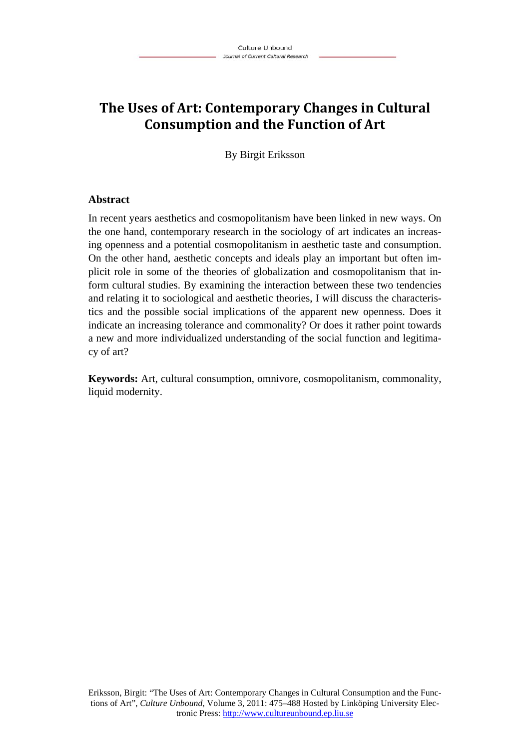# The Uses of Art: Contemporary Changes in Cultural Consumption and the Function of Art

By Birgit Eriksson

## Abstract

In recent years aesthetics and cosmopolitanism have been linked in new ways. On the one hand, contemporary research in the sociology of art indicates an increasing openness and a potential cosmopolitanism in aesthetic taste and consumption. On the other hand, aesthetic concepts and ideals play an important but often implicit role in some of the theories of globalization and cosmopolitanism that inform cultural studies. By examining the interaction between these two tendencies and relating it to sociological and aesthetic theories, I will discuss the characteristics and the possible social implications of the apparent new openness. Does it indicate an increasing tolerance and commonality? Or does it rather point towards a new and more individualized understanding of the social function and legitimacy of art?

**Keywords:** Art, cultural consumption, omnivore, cosmopolitanism, commonality, liquid modernity.

Eriksson, Birgit: "The Uses of Art: Contemporary Changes in Cultural Consumption and the Functions of Art", *Culture Unbound*, Volume 3, 2011: 475–488 Hosted by Linköping University Electronic Press: http://www.cultureunbound.ep.liu.se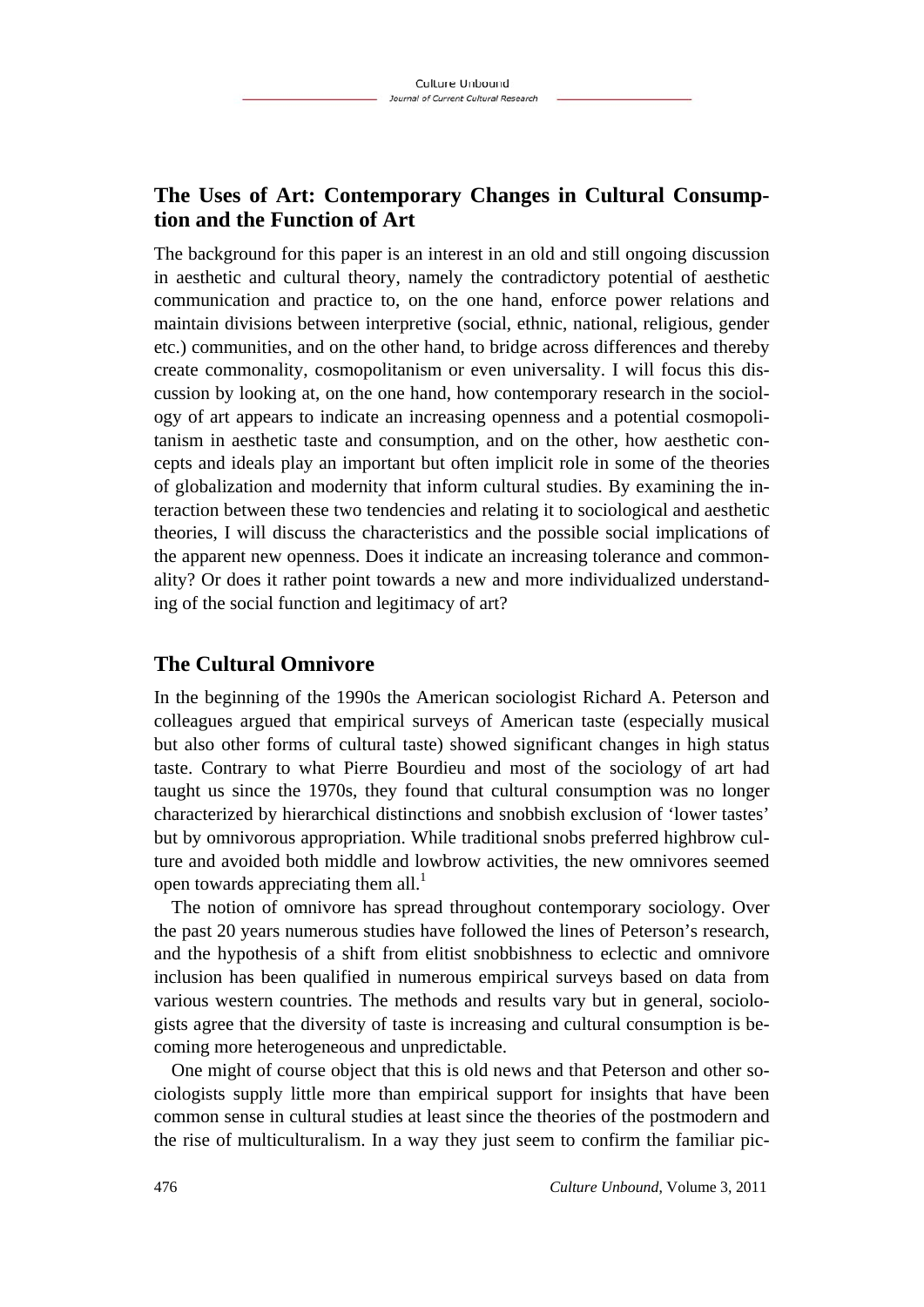## The Uses of Art: Contemporary Changes in Cultural Consumption and the Function of Art

The background for this paper is an interest in an old and still ongoing discussion in aesthetic and cultural theory, namely the contradictory potential of aesthetic communication and practice to, on the one hand, enforce power relations and maintain divisions between interpretive (social, ethnic, national, religious, gender etc.) communities, and on the other hand, to bridge across differences and thereby create commonality, cosmopolitanism or even universality. I will focus this discussion by looking at, on the one hand, how contemporary research in the sociology of art appears to indicate an increasing openness and a potential cosmopolitanism in aesthetic taste and consumption, and on the other, how aesthetic concepts and ideals play an important but often implicit role in some of the theories of globalization and modernity that inform cultural studies. By examining the interaction between these two tendencies and relating it to sociological and aesthetic theories, I will discuss the characteristics and the possible social implications of the apparent new openness. Does it indicate an increasing tolerance and commonality? Or does it rather point towards a new and more individualized understanding of the social function and legitimacy of art?

## The Cultural Omnivore

In the beginning of the 1990s the American sociologist Richard A. Peterson and colleagues argued that empirical surveys of American taste (especially musical but also other forms of cultural taste) showed significant changes in high status taste. Contrary to what Pierre Bourdieu and most of the sociology of art had taught us since the 1970s, they found that cultural consumption was no longer characterized by hierarchical distinctions and snobbish exclusion of 'lower tastes' but by omnivorous appropriation. While traditional snobs preferred highbrow culture and avoided both middle and lowbrow activities, the new omnivores seemed open towards appreciating them all.[1]

The notion of omnivore has spread throughout contemporary sociology. Over the past 20 years numerous studies have followed the lines of Peterson's research, and the hypothesis of a shift from elitist snobbishness to eclectic and omnivore inclusion has been qualified in numerous empirical surveys based on data from various western countries. The methods and results vary but in general, sociologists agree that the diversity of taste is increasing and cultural consumption is becoming more heterogeneous and unpredictable.

One might of course object that this is old news and that Peterson and other sociologists supply little more than empirical support for insights that have been common sense in cultural studies at least since the theories of the postmodern and the rise of multiculturalism. In a way they just seem to confirm the familiar pic-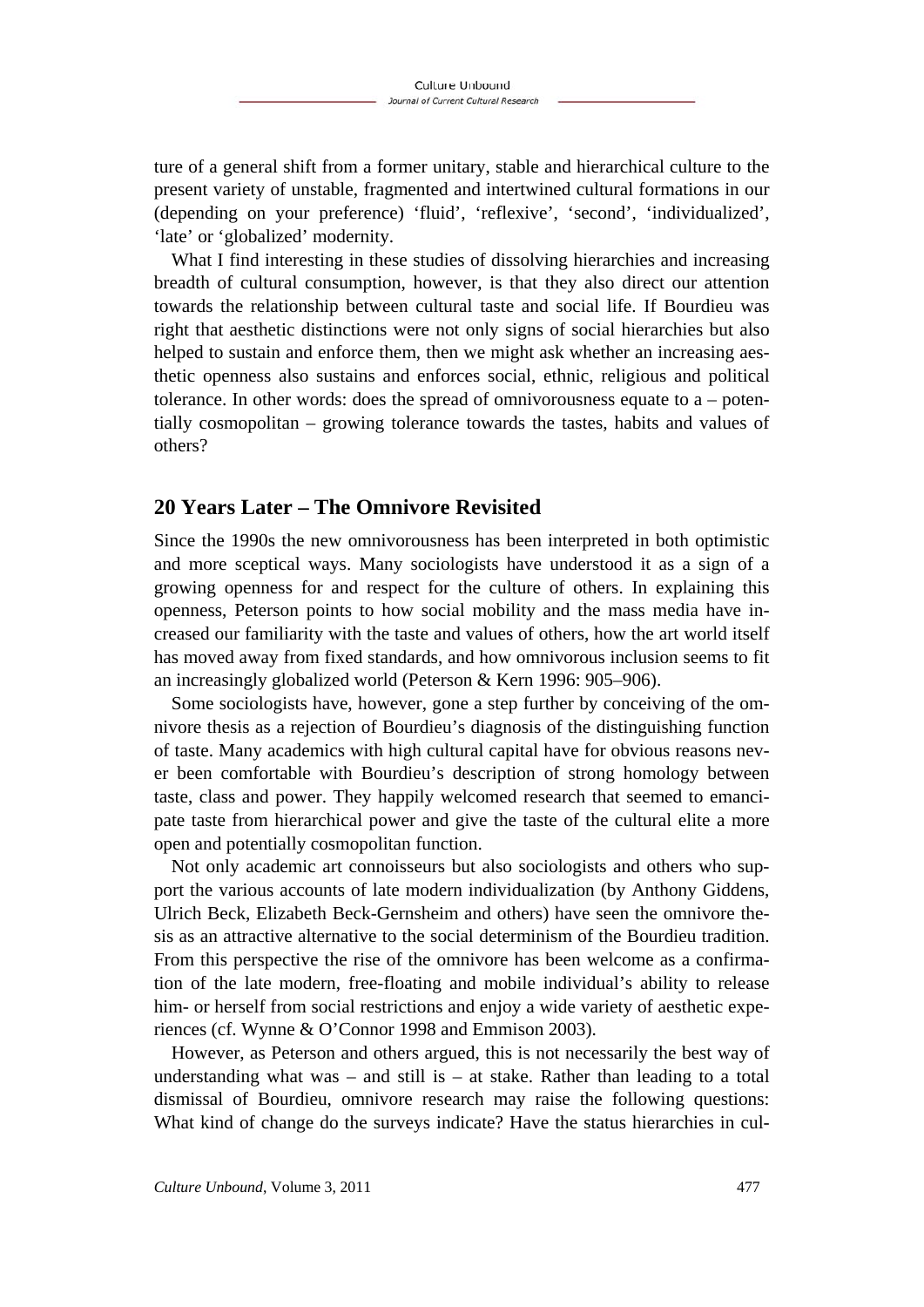ture of a general shift from a former unitary, stable and hierarchical culture to the present variety of unstable, fragmented and intertwined cultural formations in our (depending on your preference) 'fluid', 'reflexive', 'second', 'individualized', 'late' or 'globalized' modernity.

What I find interesting in these studies of dissolving hierarchies and increasing breadth of cultural consumption, however, is that they also direct our attention towards the relationship between cultural taste and social life. If Bourdieu was right that aesthetic distinctions were not only signs of social hierarchies but also helped to sustain and enforce them, then we might ask whether an increasing aesthetic openness also sustains and enforces social, ethnic, religious and political tolerance. In other words: does the spread of omnivorousness equate to a – potentially cosmopolitan – growing tolerance towards the tastes, habits and values of others?

## 20 Years Later – The Omnivore Revisited

Since the 1990s the new omnivorousness has been interpreted in both optimistic and more sceptical ways. Many sociologists have understood it as a sign of a growing openness for and respect for the culture of others. In explaining this openness, Peterson points to how social mobility and the mass media have increased our familiarity with the taste and values of others, how the art world itself has moved away from fixed standards, and how omnivorous inclusion seems to fit an increasingly globalized world (Peterson & Kern 1996: 905–906).

Some sociologists have, however, gone a step further by conceiving of the omnivore thesis as a rejection of Bourdieu's diagnosis of the distinguishing function of taste. Many academics with high cultural capital have for obvious reasons never been comfortable with Bourdieu's description of strong homology between taste, class and power. They happily welcomed research that seemed to emancipate taste from hierarchical power and give the taste of the cultural elite a more open and potentially cosmopolitan function.

Not only academic art connoisseurs but also sociologists and others who support the various accounts of late modern individualization (by Anthony Giddens, Ulrich Beck, Elizabeth Beck-Gernsheim and others) have seen the omnivore thesis as an attractive alternative to the social determinism of the Bourdieu tradition. From this perspective the rise of the omnivore has been welcome as a confirmation of the late modern, free-floating and mobile individual's ability to release him- or herself from social restrictions and enjoy a wide variety of aesthetic experiences (cf. Wynne & O'Connor 1998 and Emmison 2003).

However, as Peterson and others argued, this is not necessarily the best way of understanding what was – and still is – at stake. Rather than leading to a total dismissal of Bourdieu, omnivore research may raise the following questions: What kind of change do the surveys indicate? Have the status hierarchies in cul-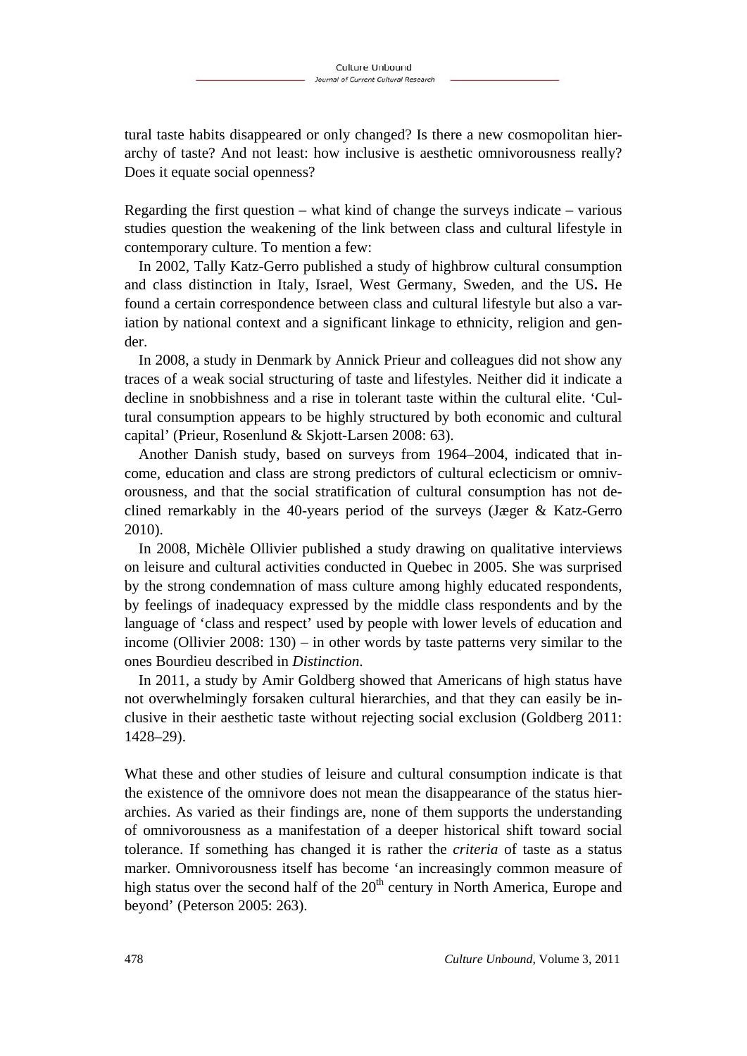tural taste habits disappeared or only changed? Is there a new cosmopolitan hierarchy of taste? And not least: how inclusive is aesthetic omnivorousness really? Does it equate social openness?

Regarding the first question – what kind of change the surveys indicate – various studies question the weakening of the link between class and cultural lifestyle in contemporary culture. To mention a few:

In 2002, Tally Katz-Gerro published a study of highbrow cultural consumption and class distinction in Italy, Israel, West Germany, Sweden, and the US**.** He found a certain correspondence between class and cultural lifestyle but also a variation by national context and a significant linkage to ethnicity, religion and gender.

In 2008, a study in Denmark by Annick Prieur and colleagues did not show any traces of a weak social structuring of taste and lifestyles. Neither did it indicate a decline in snobbishness and a rise in tolerant taste within the cultural elite. 'Cultural consumption appears to be highly structured by both economic and cultural capital' (Prieur, Rosenlund & Skjott-Larsen 2008: 63).

Another Danish study, based on surveys from 1964–2004, indicated that income, education and class are strong predictors of cultural eclecticism or omnivorousness, and that the social stratification of cultural consumption has not declined remarkably in the 40-years period of the surveys (Jæger & Katz-Gerro 2010).

In 2008, Michèle Ollivier published a study drawing on qualitative interviews on leisure and cultural activities conducted in Quebec in 2005. She was surprised by the strong condemnation of mass culture among highly educated respondents, by feelings of inadequacy expressed by the middle class respondents and by the language of 'class and respect' used by people with lower levels of education and income (Ollivier 2008: 130) – in other words by taste patterns very similar to the ones Bourdieu described in *Distinction*.

In 2011, a study by Amir Goldberg showed that Americans of high status have not overwhelmingly forsaken cultural hierarchies, and that they can easily be inclusive in their aesthetic taste without rejecting social exclusion (Goldberg 2011: 1428–29).

What these and other studies of leisure and cultural consumption indicate is that the existence of the omnivore does not mean the disappearance of the status hierarchies. As varied as their findings are, none of them supports the understanding of omnivorousness as a manifestation of a deeper historical shift toward social tolerance. If something has changed it is rather the *criteria* of taste as a status marker. Omnivorousness itself has become 'an increasingly common measure of high status over the second half of the 20th century in North America, Europe and beyond' (Peterson 2005: 263).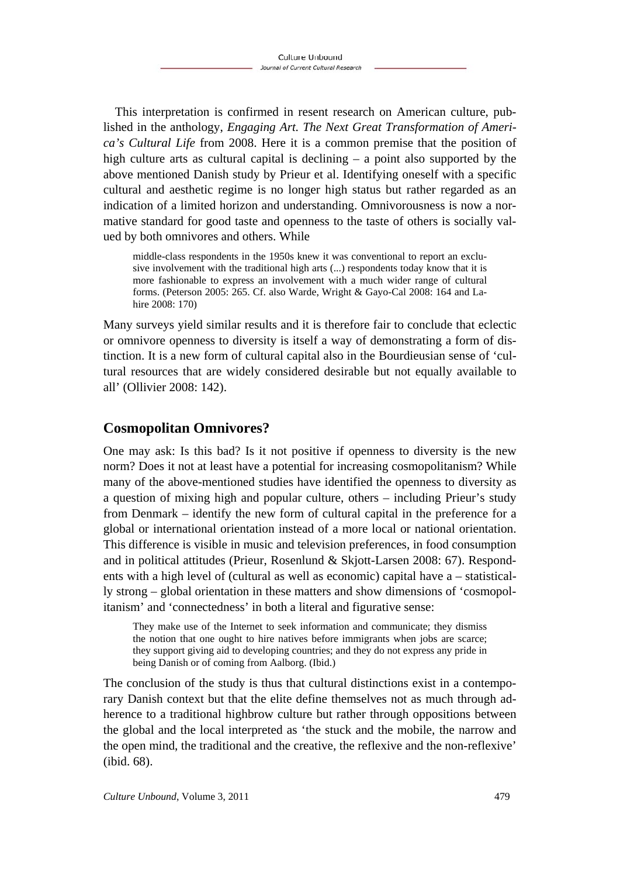This interpretation is confirmed in resent research on American culture, published in the anthology, *Engaging Art. The Next Great Transformation of America's Cultural Life* from 2008. Here it is a common premise that the position of high culture arts as cultural capital is declining – a point also supported by the above mentioned Danish study by Prieur et al. Identifying oneself with a specific cultural and aesthetic regime is no longer high status but rather regarded as an indication of a limited horizon and understanding. Omnivorousness is now a normative standard for good taste and openness to the taste of others is socially valued by both omnivores and others. While

> middle-class respondents in the 1950s knew it was conventional to report an exclusive involvement with the traditional high arts (...) respondents today know that it is more fashionable to express an involvement with a much wider range of cultural forms. (Peterson 2005: 265. Cf. also Warde, Wright & Gayo-Cal 2008: 164 and Lahire 2008: 170)

Many surveys yield similar results and it is therefore fair to conclude that eclectic or omnivore openness to diversity is itself a way of demonstrating a form of distinction. It is a new form of cultural capital also in the Bourdieusian sense of 'cultural resources that are widely considered desirable but not equally available to all' (Ollivier 2008: 142).

## Cosmopolitan Omnivores?

One may ask: Is this bad? Is it not positive if openness to diversity is the new norm? Does it not at least have a potential for increasing cosmopolitanism? While many of the above-mentioned studies have identified the openness to diversity as a question of mixing high and popular culture, others – including Prieur's study from Denmark – identify the new form of cultural capital in the preference for a global or international orientation instead of a more local or national orientation. This difference is visible in music and television preferences, in food consumption and in political attitudes (Prieur, Rosenlund & Skjott-Larsen 2008: 67). Respondents with a high level of (cultural as well as economic) capital have a – statistically strong – global orientation in these matters and show dimensions of 'cosmopolitanism' and 'connectedness' in both a literal and figurative sense:

> They make use of the Internet to seek information and communicate; they dismiss the notion that one ought to hire natives before immigrants when jobs are scarce; they support giving aid to developing countries; and they do not express any pride in being Danish or of coming from Aalborg. (Ibid.)

The conclusion of the study is thus that cultural distinctions exist in a contemporary Danish context but that the elite define themselves not as much through adherence to a traditional highbrow culture but rather through oppositions between the global and the local interpreted as 'the stuck and the mobile, the narrow and the open mind, the traditional and the creative, the reflexive and the non-reflexive' (ibid. 68).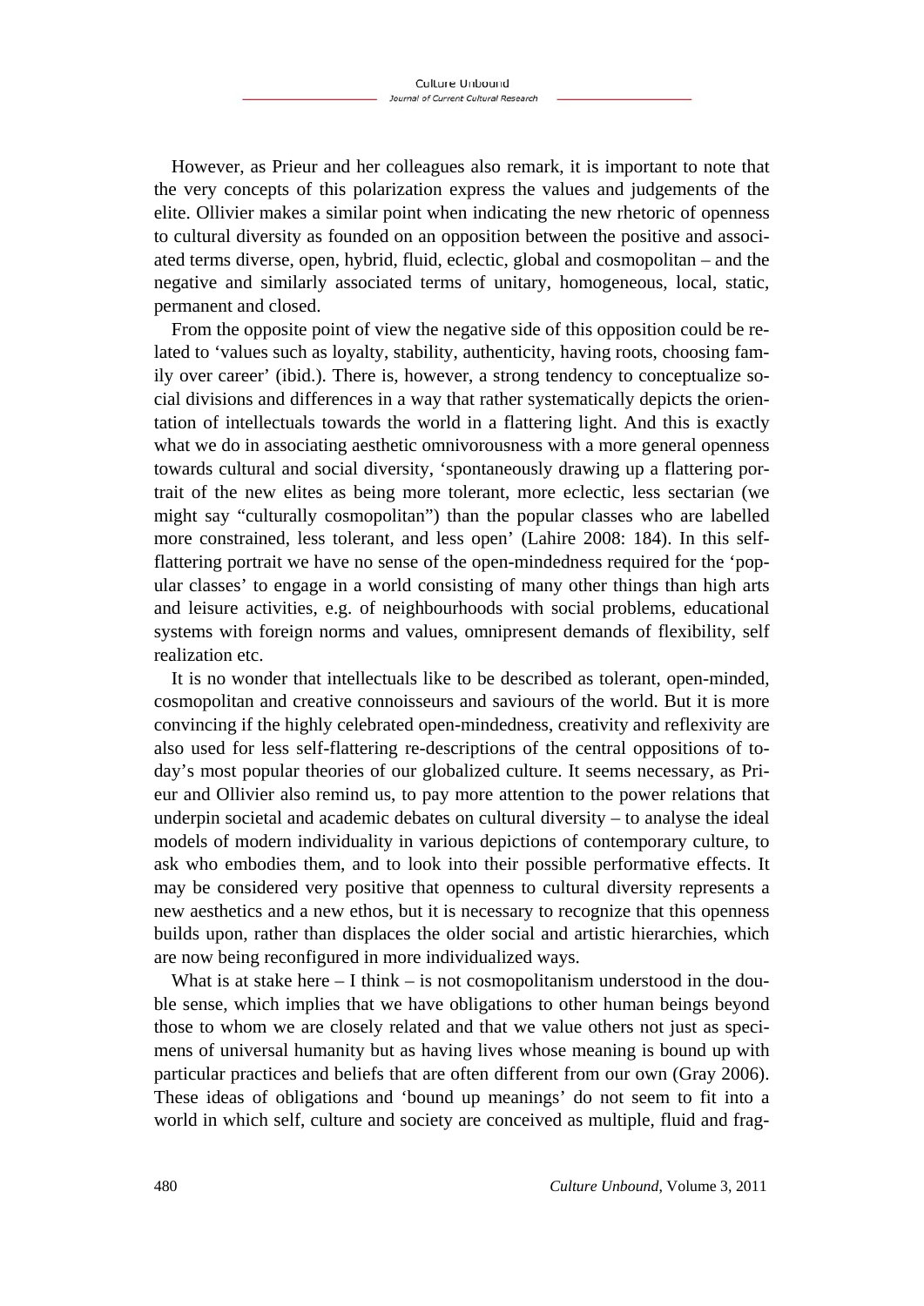However, as Prieur and her colleagues also remark, it is important to note that the very concepts of this polarization express the values and judgements of the elite. Ollivier makes a similar point when indicating the new rhetoric of openness to cultural diversity as founded on an opposition between the positive and associated terms diverse, open, hybrid, fluid, eclectic, global and cosmopolitan – and the negative and similarly associated terms of unitary, homogeneous, local, static, permanent and closed.

From the opposite point of view the negative side of this opposition could be related to 'values such as loyalty, stability, authenticity, having roots, choosing family over career' (ibid.). There is, however, a strong tendency to conceptualize social divisions and differences in a way that rather systematically depicts the orientation of intellectuals towards the world in a flattering light. And this is exactly what we do in associating aesthetic omnivorousness with a more general openness towards cultural and social diversity, 'spontaneously drawing up a flattering portrait of the new elites as being more tolerant, more eclectic, less sectarian (we might say "culturally cosmopolitan") than the popular classes who are labelled more constrained, less tolerant, and less open' (Lahire 2008: 184). In this self-flattering portrait we have no sense of the open-mindedness required for the 'popular classes' to engage in a world consisting of many other things than high arts and leisure activities, e.g. of neighbourhoods with social problems, educational systems with foreign norms and values, omnipresent demands of flexibility, self realization etc.

It is no wonder that intellectuals like to be described as tolerant, open-minded, cosmopolitan and creative connoisseurs and saviours of the world. But it is more convincing if the highly celebrated open-mindedness, creativity and reflexivity are also used for less self-flattering re-descriptions of the central oppositions of today's most popular theories of our globalized culture. It seems necessary, as Prieur and Ollivier also remind us, to pay more attention to the power relations that underpin societal and academic debates on cultural diversity – to analyse the ideal models of modern individuality in various depictions of contemporary culture, to ask who embodies them, and to look into their possible performative effects. It may be considered very positive that openness to cultural diversity represents a new aesthetics and a new ethos, but it is necessary to recognize that this openness builds upon, rather than displaces the older social and artistic hierarchies, which are now being reconfigured in more individualized ways.

What is at stake here – I think – is not cosmopolitanism understood in the double sense, which implies that we have obligations to other human beings beyond those to whom we are closely related and that we value others not just as specimens of universal humanity but as having lives whose meaning is bound up with particular practices and beliefs that are often different from our own (Gray 2006). These ideas of obligations and 'bound up meanings' do not seem to fit into a world in which self, culture and society are conceived as multiple, fluid and frag-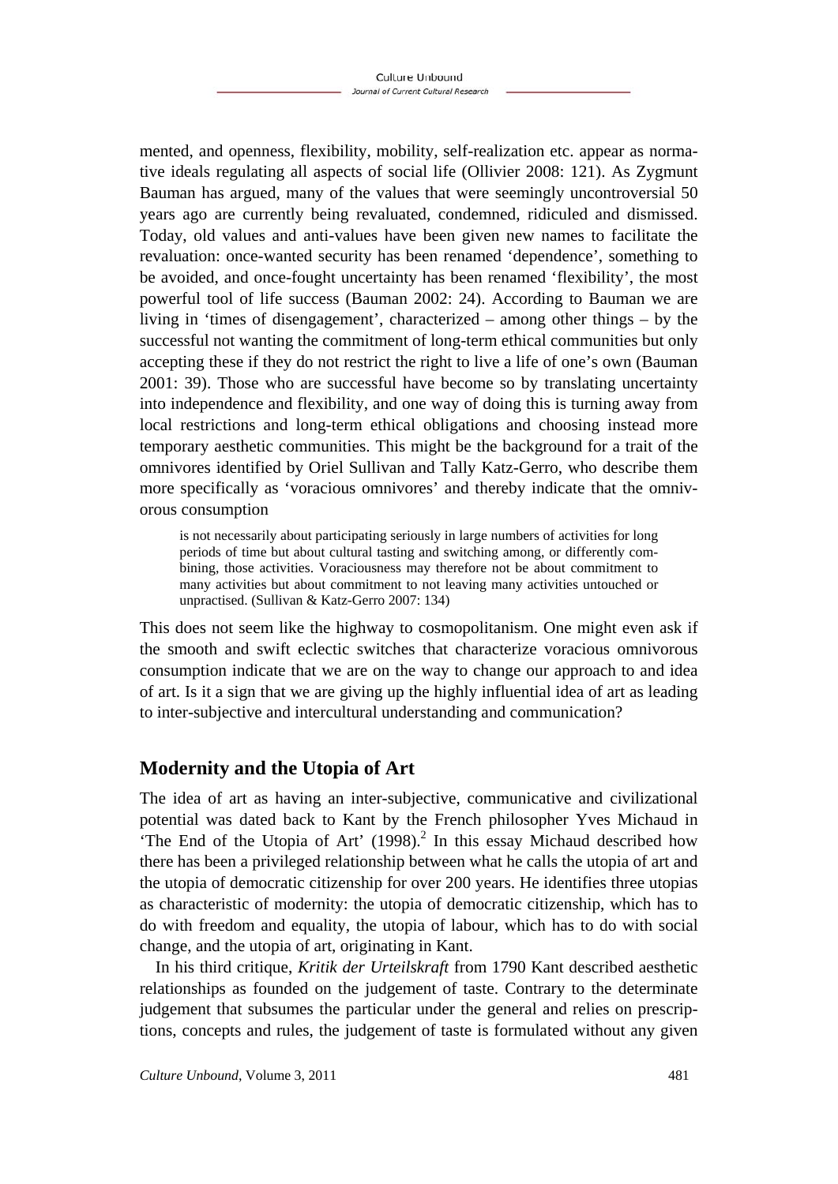mented, and openness, flexibility, mobility, self-realization etc. appear as normative ideals regulating all aspects of social life (Ollivier 2008: 121). As Zygmunt Bauman has argued, many of the values that were seemingly uncontroversial 50 years ago are currently being revaluated, condemned, ridiculed and dismissed. Today, old values and anti-values have been given new names to facilitate the revaluation: once-wanted security has been renamed 'dependence', something to be avoided, and once-fought uncertainty has been renamed 'flexibility', the most powerful tool of life success (Bauman 2002: 24). According to Bauman we are living in 'times of disengagement', characterized – among other things – by the successful not wanting the commitment of long-term ethical communities but only accepting these if they do not restrict the right to live a life of one's own (Bauman 2001: 39). Those who are successful have become so by translating uncertainty into independence and flexibility, and one way of doing this is turning away from local restrictions and long-term ethical obligations and choosing instead more temporary aesthetic communities. This might be the background for a trait of the omnivores identified by Oriel Sullivan and Tally Katz-Gerro, who describe them more specifically as 'voracious omnivores' and thereby indicate that the omnivorous consumption

> is not necessarily about participating seriously in large numbers of activities for long periods of time but about cultural tasting and switching among, or differently combining, those activities. Voraciousness may therefore not be about commitment to many activities but about commitment to not leaving many activities untouched or unpractised. (Sullivan & Katz-Gerro 2007: 134)

This does not seem like the highway to cosmopolitanism. One might even ask if the smooth and swift eclectic switches that characterize voracious omnivorous consumption indicate that we are on the way to change our approach to and idea of art. Is it a sign that we are giving up the highly influential idea of art as leading to inter-subjective and intercultural understanding and communication?

## Modernity and the Utopia of Art

The idea of art as having an inter-subjective, communicative and civilizational potential was dated back to Kant by the French philosopher Yves Michaud in 'The End of the Utopia of Art' (1998).[2] In this essay Michaud described how there has been a privileged relationship between what he calls the utopia of art and the utopia of democratic citizenship for over 200 years. He identifies three utopias as characteristic of modernity: the utopia of democratic citizenship, which has to do with freedom and equality, the utopia of labour, which has to do with social change, and the utopia of art, originating in Kant.

In his third critique, *Kritik der Urteilskraft* from 1790 Kant described aesthetic relationships as founded on the judgement of taste. Contrary to the determinate judgement that subsumes the particular under the general and relies on prescriptions, concepts and rules, the judgement of taste is formulated without any given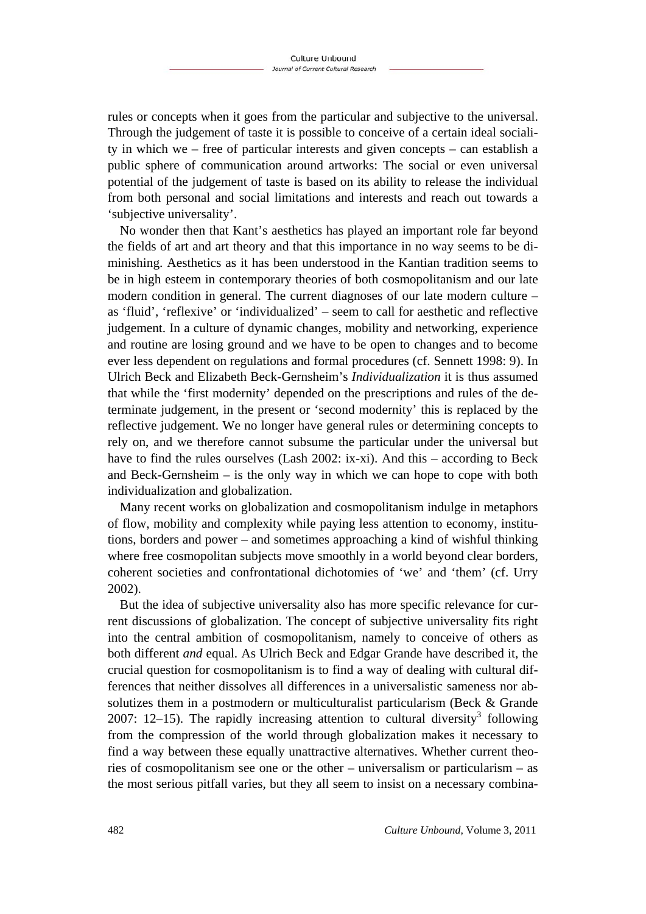rules or concepts when it goes from the particular and subjective to the universal. Through the judgement of taste it is possible to conceive of a certain ideal sociality in which we – free of particular interests and given concepts – can establish a public sphere of communication around artworks: The social or even universal potential of the judgement of taste is based on its ability to release the individual from both personal and social limitations and interests and reach out towards a 'subjective universality'.

No wonder then that Kant's aesthetics has played an important role far beyond the fields of art and art theory and that this importance in no way seems to be diminishing. Aesthetics as it has been understood in the Kantian tradition seems to be in high esteem in contemporary theories of both cosmopolitanism and our late modern condition in general. The current diagnoses of our late modern culture – as 'fluid', 'reflexive' or 'individualized' – seem to call for aesthetic and reflective judgement. In a culture of dynamic changes, mobility and networking, experience and routine are losing ground and we have to be open to changes and to become ever less dependent on regulations and formal procedures (cf. Sennett 1998: 9). In Ulrich Beck and Elizabeth Beck-Gernsheim's *Individualization* it is thus assumed that while the 'first modernity' depended on the prescriptions and rules of the determinate judgement, in the present or 'second modernity' this is replaced by the reflective judgement. We no longer have general rules or determining concepts to rely on, and we therefore cannot subsume the particular under the universal but have to find the rules ourselves (Lash 2002: ix-xi). And this – according to Beck and Beck-Gernsheim – is the only way in which we can hope to cope with both individualization and globalization.

Many recent works on globalization and cosmopolitanism indulge in metaphors of flow, mobility and complexity while paying less attention to economy, institutions, borders and power – and sometimes approaching a kind of wishful thinking where free cosmopolitan subjects move smoothly in a world beyond clear borders, coherent societies and confrontational dichotomies of 'we' and 'them' (cf. Urry 2002).

But the idea of subjective universality also has more specific relevance for current discussions of globalization. The concept of subjective universality fits right into the central ambition of cosmopolitanism, namely to conceive of others as both different *and* equal. As Ulrich Beck and Edgar Grande have described it, the crucial question for cosmopolitanism is to find a way of dealing with cultural differences that neither dissolves all differences in a universalistic sameness nor absolutizes them in a postmodern or multiculturalist particularism (Beck & Grande 2007: 12–15). The rapidly increasing attention to cultural diversity[3] following from the compression of the world through globalization makes it necessary to find a way between these equally unattractive alternatives. Whether current theories of cosmopolitanism see one or the other – universalism or particularism – as the most serious pitfall varies, but they all seem to insist on a necessary combina-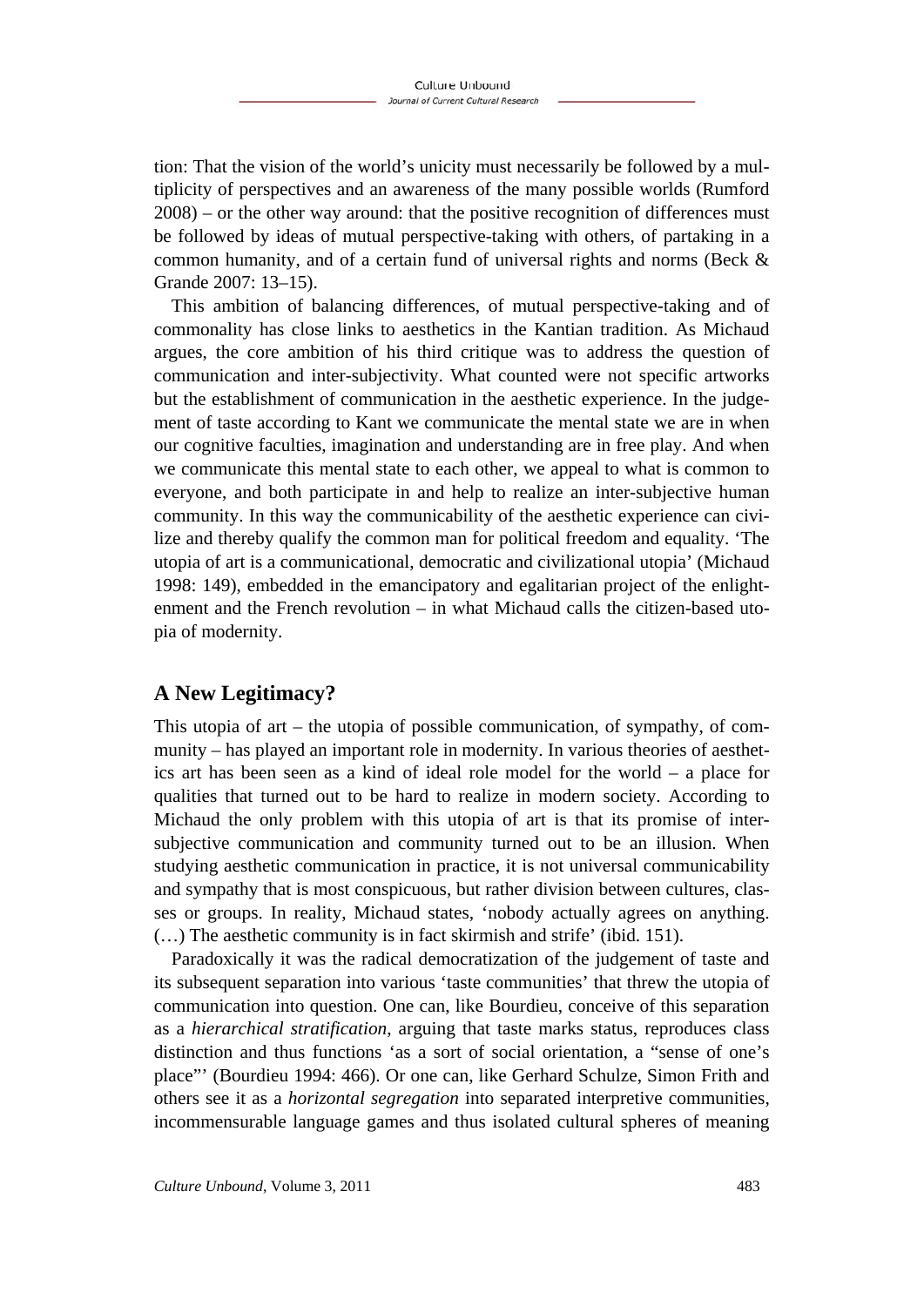tion: That the vision of the world's unicity must necessarily be followed by a multiplicity of perspectives and an awareness of the many possible worlds (Rumford 2008) – or the other way around: that the positive recognition of differences must be followed by ideas of mutual perspective-taking with others, of partaking in a common humanity, and of a certain fund of universal rights and norms (Beck & Grande 2007: 13–15).

This ambition of balancing differences, of mutual perspective-taking and of commonality has close links to aesthetics in the Kantian tradition. As Michaud argues, the core ambition of his third critique was to address the question of communication and inter-subjectivity. What counted were not specific artworks but the establishment of communication in the aesthetic experience. In the judgement of taste according to Kant we communicate the mental state we are in when our cognitive faculties, imagination and understanding are in free play. And when we communicate this mental state to each other, we appeal to what is common to everyone, and both participate in and help to realize an inter-subjective human community. In this way the communicability of the aesthetic experience can civilize and thereby qualify the common man for political freedom and equality. 'The utopia of art is a communicational, democratic and civilizational utopia' (Michaud 1998: 149), embedded in the emancipatory and egalitarian project of the enlightenment and the French revolution – in what Michaud calls the citizen-based utopia of modernity.

## A New Legitimacy?

This utopia of art – the utopia of possible communication, of sympathy, of community – has played an important role in modernity. In various theories of aesthetics art has been seen as a kind of ideal role model for the world – a place for qualities that turned out to be hard to realize in modern society. According to Michaud the only problem with this utopia of art is that its promise of inter-subjective communication and community turned out to be an illusion. When studying aesthetic communication in practice, it is not universal communicability and sympathy that is most conspicuous, but rather division between cultures, classes or groups. In reality, Michaud states, 'nobody actually agrees on anything. (…) The aesthetic community is in fact skirmish and strife' (ibid. 151).

Paradoxically it was the radical democratization of the judgement of taste and its subsequent separation into various 'taste communities' that threw the utopia of communication into question. One can, like Bourdieu, conceive of this separation as a *hierarchical stratification*, arguing that taste marks status, reproduces class distinction and thus functions 'as a sort of social orientation, a "sense of one's place"' (Bourdieu 1994: 466). Or one can, like Gerhard Schulze, Simon Frith and others see it as a *horizontal segregation* into separated interpretive communities, incommensurable language games and thus isolated cultural spheres of meaning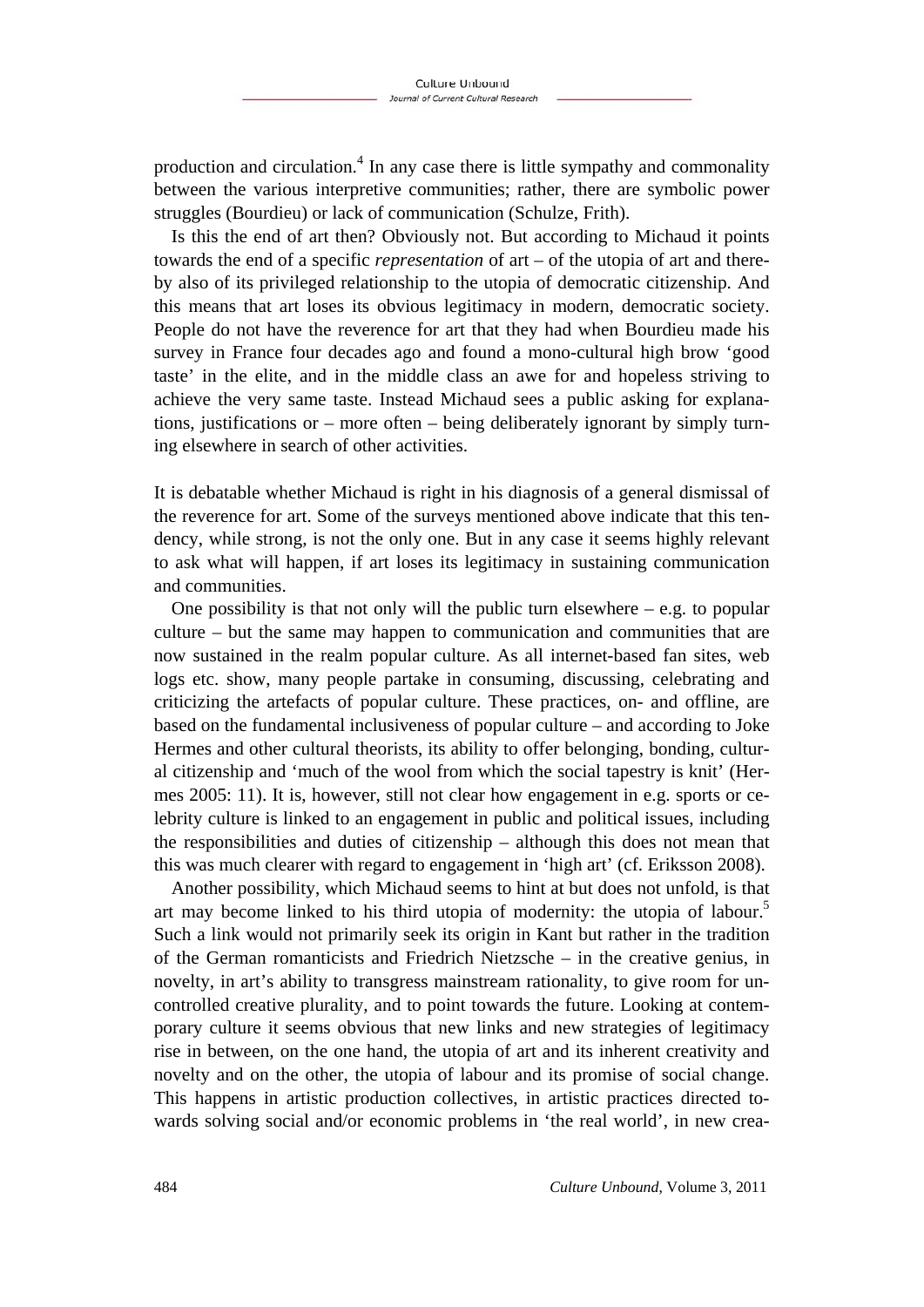production and circulation.[4] In any case there is little sympathy and commonality between the various interpretive communities; rather, there are symbolic power struggles (Bourdieu) or lack of communication (Schulze, Frith).

Is this the end of art then? Obviously not. But according to Michaud it points towards the end of a specific *representation* of art – of the utopia of art and thereby also of its privileged relationship to the utopia of democratic citizenship. And this means that art loses its obvious legitimacy in modern, democratic society. People do not have the reverence for art that they had when Bourdieu made his survey in France four decades ago and found a mono-cultural high brow 'good taste' in the elite, and in the middle class an awe for and hopeless striving to achieve the very same taste. Instead Michaud sees a public asking for explanations, justifications or – more often – being deliberately ignorant by simply turning elsewhere in search of other activities.

It is debatable whether Michaud is right in his diagnosis of a general dismissal of the reverence for art. Some of the surveys mentioned above indicate that this tendency, while strong, is not the only one. But in any case it seems highly relevant to ask what will happen, if art loses its legitimacy in sustaining communication and communities.

One possibility is that not only will the public turn elsewhere – e.g. to popular culture – but the same may happen to communication and communities that are now sustained in the realm popular culture. As all internet-based fan sites, web logs etc. show, many people partake in consuming, discussing, celebrating and criticizing the artefacts of popular culture. These practices, on- and offline, are based on the fundamental inclusiveness of popular culture – and according to Joke Hermes and other cultural theorists, its ability to offer belonging, bonding, cultural citizenship and 'much of the wool from which the social tapestry is knit' (Hermes 2005: 11). It is, however, still not clear how engagement in e.g. sports or celebrity culture is linked to an engagement in public and political issues, including the responsibilities and duties of citizenship – although this does not mean that this was much clearer with regard to engagement in 'high art' (cf. Eriksson 2008).

Another possibility, which Michaud seems to hint at but does not unfold, is that art may become linked to his third utopia of modernity: the utopia of labour.[5] Such a link would not primarily seek its origin in Kant but rather in the tradition of the German romanticists and Friedrich Nietzsche – in the creative genius, in novelty, in art's ability to transgress mainstream rationality, to give room for uncontrolled creative plurality, and to point towards the future. Looking at contemporary culture it seems obvious that new links and new strategies of legitimacy rise in between, on the one hand, the utopia of art and its inherent creativity and novelty and on the other, the utopia of labour and its promise of social change. This happens in artistic production collectives, in artistic practices directed towards solving social and/or economic problems in 'the real world', in new crea-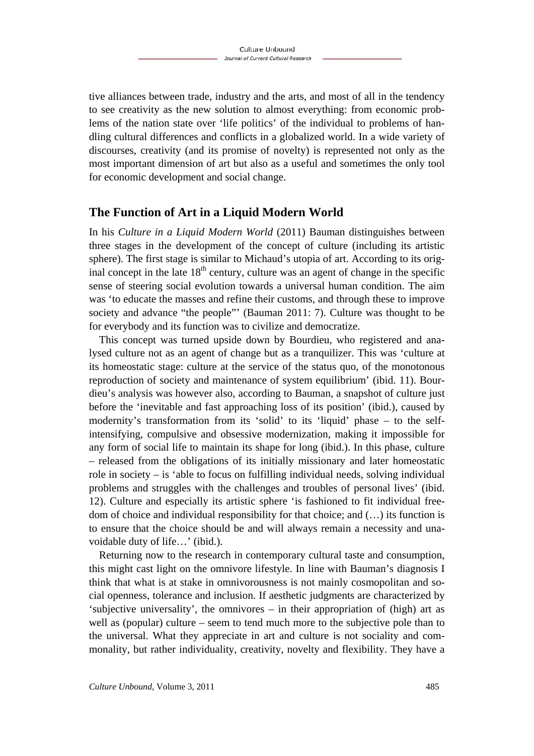tive alliances between trade, industry and the arts, and most of all in the tendency to see creativity as the new solution to almost everything: from economic problems of the nation state over 'life politics' of the individual to problems of handling cultural differences and conflicts in a globalized world. In a wide variety of discourses, creativity (and its promise of novelty) is represented not only as the most important dimension of art but also as a useful and sometimes the only tool for economic development and social change.

## The Function of Art in a Liquid Modern World

In his *Culture in a Liquid Modern World* (2011) Bauman distinguishes between three stages in the development of the concept of culture (including its artistic sphere). The first stage is similar to Michaud's utopia of art. According to its original concept in the late 18th century, culture was an agent of change in the specific sense of steering social evolution towards a universal human condition. The aim was 'to educate the masses and refine their customs, and through these to improve society and advance "the people"' (Bauman 2011: 7). Culture was thought to be for everybody and its function was to civilize and democratize.

This concept was turned upside down by Bourdieu, who registered and analysed culture not as an agent of change but as a tranquilizer. This was 'culture at its homeostatic stage: culture at the service of the status quo, of the monotonous reproduction of society and maintenance of system equilibrium' (ibid. 11). Bourdieu's analysis was however also, according to Bauman, a snapshot of culture just before the 'inevitable and fast approaching loss of its position' (ibid.), caused by modernity's transformation from its 'solid' to its 'liquid' phase – to the self-intensifying, compulsive and obsessive modernization, making it impossible for any form of social life to maintain its shape for long (ibid.). In this phase, culture – released from the obligations of its initially missionary and later homeostatic role in society – is 'able to focus on fulfilling individual needs, solving individual problems and struggles with the challenges and troubles of personal lives' (ibid. 12). Culture and especially its artistic sphere 'is fashioned to fit individual freedom of choice and individual responsibility for that choice; and (…) its function is to ensure that the choice should be and will always remain a necessity and unavoidable duty of life…' (ibid.).

Returning now to the research in contemporary cultural taste and consumption, this might cast light on the omnivore lifestyle. In line with Bauman's diagnosis I think that what is at stake in omnivorousness is not mainly cosmopolitan and social openness, tolerance and inclusion. If aesthetic judgments are characterized by 'subjective universality', the omnivores – in their appropriation of (high) art as well as (popular) culture – seem to tend much more to the subjective pole than to the universal. What they appreciate in art and culture is not sociality and commonality, but rather individuality, creativity, novelty and flexibility. They have a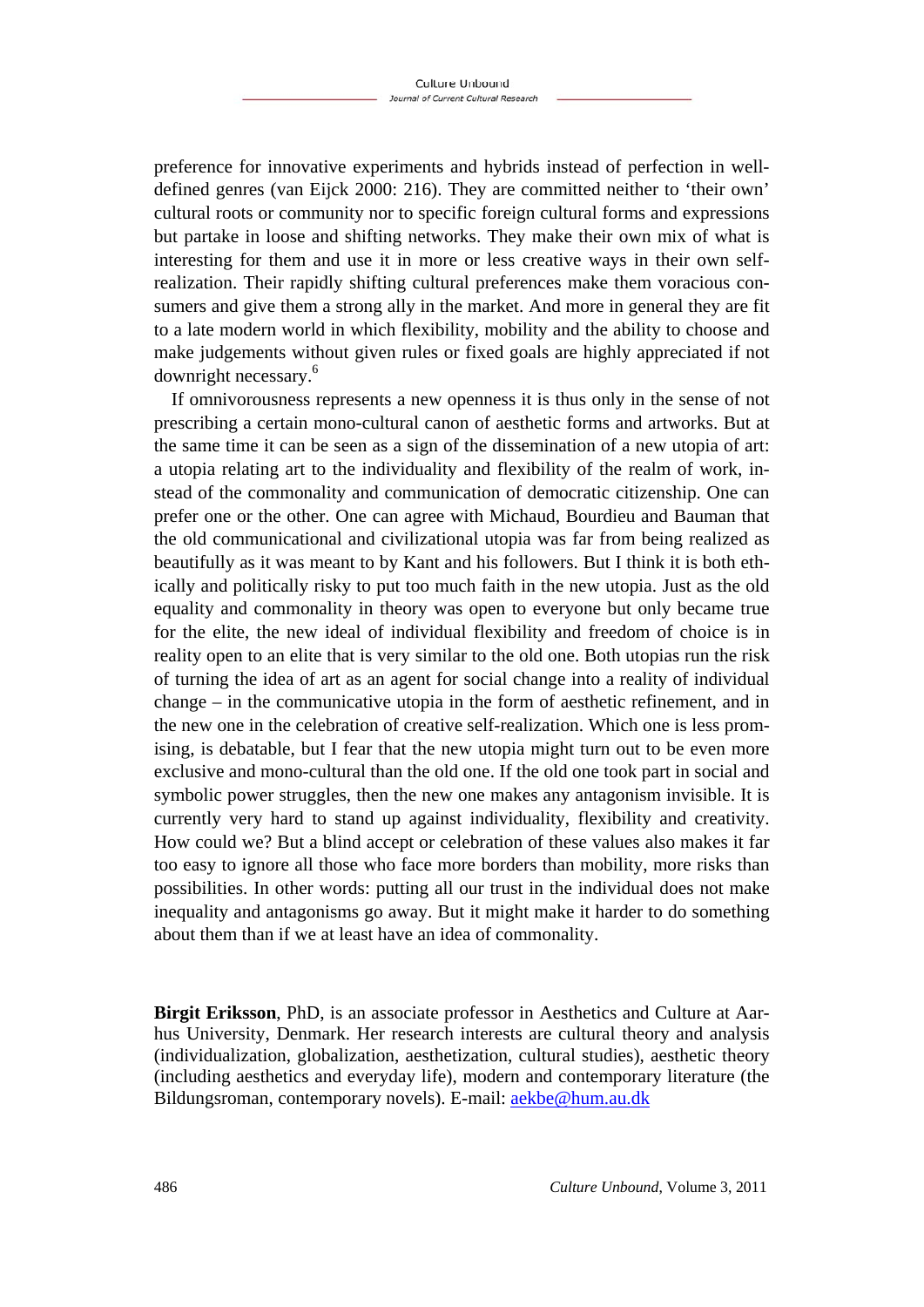preference for innovative experiments and hybrids instead of perfection in well-defined genres (van Eijck 2000: 216). They are committed neither to 'their own' cultural roots or community nor to specific foreign cultural forms and expressions but partake in loose and shifting networks. They make their own mix of what is interesting for them and use it in more or less creative ways in their own self-realization. Their rapidly shifting cultural preferences make them voracious consumers and give them a strong ally in the market. And more in general they are fit to a late modern world in which flexibility, mobility and the ability to choose and make judgements without given rules or fixed goals are highly appreciated if not downright necessary.[6]

If omnivorousness represents a new openness it is thus only in the sense of not prescribing a certain mono-cultural canon of aesthetic forms and artworks. But at the same time it can be seen as a sign of the dissemination of a new utopia of art: a utopia relating art to the individuality and flexibility of the realm of work, instead of the commonality and communication of democratic citizenship. One can prefer one or the other. One can agree with Michaud, Bourdieu and Bauman that the old communicational and civilizational utopia was far from being realized as beautifully as it was meant to by Kant and his followers. But I think it is both ethically and politically risky to put too much faith in the new utopia. Just as the old equality and commonality in theory was open to everyone but only became true for the elite, the new ideal of individual flexibility and freedom of choice is in reality open to an elite that is very similar to the old one. Both utopias run the risk of turning the idea of art as an agent for social change into a reality of individual change – in the communicative utopia in the form of aesthetic refinement, and in the new one in the celebration of creative self-realization. Which one is less promising, is debatable, but I fear that the new utopia might turn out to be even more exclusive and mono-cultural than the old one. If the old one took part in social and symbolic power struggles, then the new one makes any antagonism invisible. It is currently very hard to stand up against individuality, flexibility and creativity. How could we? But a blind accept or celebration of these values also makes it far too easy to ignore all those who face more borders than mobility, more risks than possibilities. In other words: putting all our trust in the individual does not make inequality and antagonisms go away. But it might make it harder to do something about them than if we at least have an idea of commonality.

**Birgit Eriksson**, PhD, is an associate professor in Aesthetics and Culture at Aarhus University, Denmark. Her research interests are cultural theory and analysis (individualization, globalization, aesthetization, cultural studies), aesthetic theory (including aesthetics and everyday life), modern and contemporary literature (the Bildungsroman, contemporary novels). E-mail: aekbe@hum.au.dk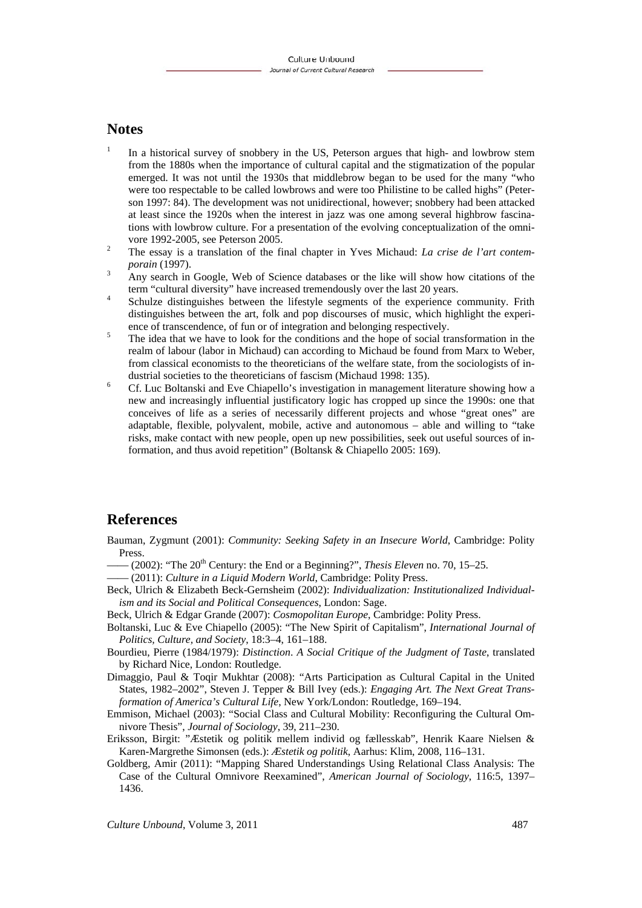## Notes

1. In a historical survey of snobbery in the US, Peterson argues that high- and lowbrow stem from the 1880s when the importance of cultural capital and the stigmatization of the popular emerged. It was not until the 1930s that middlebrow began to be used for the many "who were too respectable to be called lowbrows and were too Philistine to be called highs" (Peterson 1997: 84). The development was not unidirectional, however; snobbery had been attacked at least since the 1920s when the interest in jazz was one among several highbrow fascinations with lowbrow culture. For a presentation of the evolving conceptualization of the omnivore 1992-2005, see Peterson 2005.
2. The essay is a translation of the final chapter in Yves Michaud: *La crise de l'art contemporain* (1997).
3. Any search in Google, Web of Science databases or the like will show how citations of the term "cultural diversity" have increased tremendously over the last 20 years.
4. Schulze distinguishes between the lifestyle segments of the experience community. Frith distinguishes between the art, folk and pop discourses of music, which highlight the experience of transcendence, of fun or of integration and belonging respectively.
5. The idea that we have to look for the conditions and the hope of social transformation in the realm of labour (labor in Michaud) can according to Michaud be found from Marx to Weber, from classical economists to the theoreticians of the welfare state, from the sociologists of industrial societies to the theoreticians of fascism (Michaud 1998: 135).
6. Cf. Luc Boltanski and Eve Chiapello's investigation in management literature showing how a new and increasingly influential justificatory logic has cropped up since the 1990s: one that conceives of life as a series of necessarily different projects and whose "great ones" are adaptable, flexible, polyvalent, mobile, active and autonomous – able and willing to "take risks, make contact with new people, open up new possibilities, seek out useful sources of information, and thus avoid repetition" (Boltansk & Chiapello 2005: 169).

## References

Bauman, Zygmunt (2001): *Community: Seeking Safety in an Insecure World*, Cambridge: Polity Press.

—— (2002): "The 20th Century: the End or a Beginning?", *Thesis Eleven* no. 70, 15–25.

—— (2011): *Culture in a Liquid Modern World*, Cambridge: Polity Press.

Beck, Ulrich & Elizabeth Beck-Gernsheim (2002): *Individualization: Institutionalized Individualism and its Social and Political Consequences*, London: Sage.

Beck, Ulrich & Edgar Grande (2007): *Cosmopolitan Europe*, Cambridge: Polity Press.

Boltanski, Luc & Eve Chiapello (2005): "The New Spirit of Capitalism", *International Journal of Politics, Culture, and Society*, 18:3–4, 161–188.

Bourdieu, Pierre (1984/1979): *Distinction. A Social Critique of the Judgment of Taste*, translated by Richard Nice, London: Routledge.

Dimaggio, Paul & Toqir Mukhtar (2008): "Arts Participation as Cultural Capital in the United States, 1982–2002", Steven J. Tepper & Bill Ivey (eds.): *Engaging Art. The Next Great Transformation of America's Cultural Life*, New York/London: Routledge, 169–194.

Emmison, Michael (2003): "Social Class and Cultural Mobility: Reconfiguring the Cultural Omnivore Thesis", *Journal of Sociology*, 39, 211–230.

Eriksson, Birgit: "Æstetik og politik mellem individ og fællesskab", Henrik Kaare Nielsen & Karen-Margrethe Simonsen (eds.): *Æstetik og politik*, Aarhus: Klim, 2008, 116–131.

Goldberg, Amir (2011): "Mapping Shared Understandings Using Relational Class Analysis: The Case of the Cultural Omnivore Reexamined", *American Journal of Sociology*, 116:5, 1397–1436.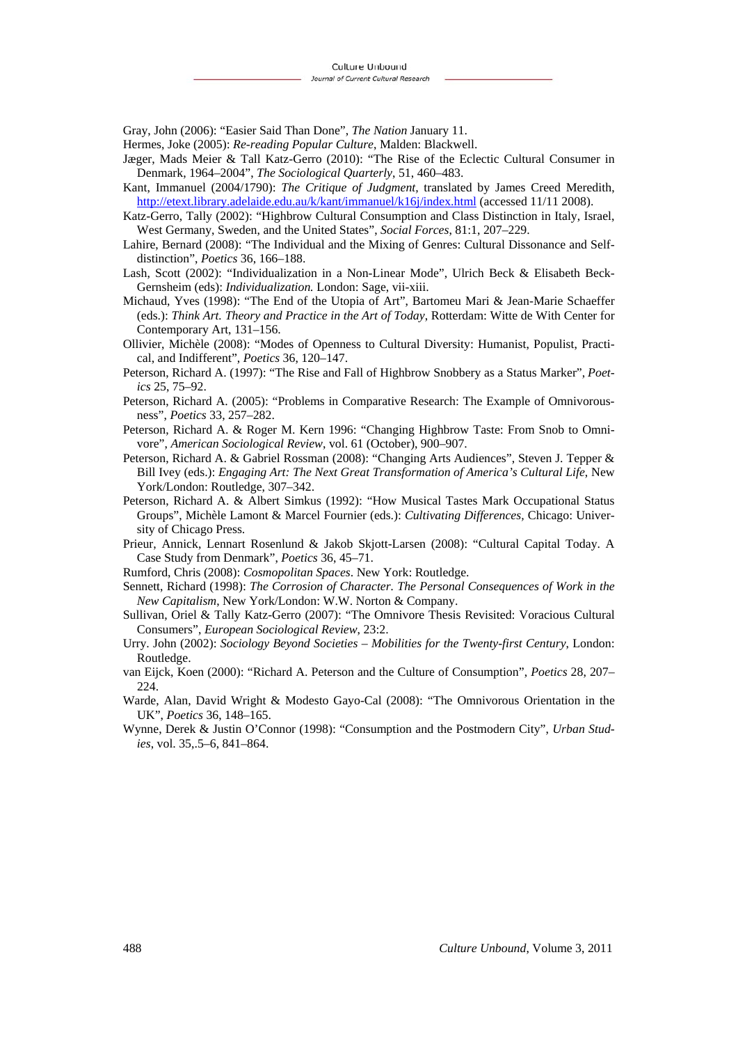Gray, John (2006): "Easier Said Than Done", *The Nation* January 11.

Hermes, Joke (2005): *Re-reading Popular Culture*, Malden: Blackwell.

Jæger, Mads Meier & Tall Katz-Gerro (2010): "The Rise of the Eclectic Cultural Consumer in Denmark, 1964–2004", *The Sociological Quarterly*, 51, 460–483.

Kant, Immanuel (2004/1790): *The Critique of Judgment*, translated by James Creed Meredith, http://etext.library.adelaide.edu.au/k/kant/immanuel/k16j/index.html (accessed 11/11 2008).

Katz-Gerro, Tally (2002): "Highbrow Cultural Consumption and Class Distinction in Italy, Israel, West Germany, Sweden, and the United States", *Social Forces*, 81:1, 207–229.

Lahire, Bernard (2008): "The Individual and the Mixing of Genres: Cultural Dissonance and Self-distinction", *Poetics* 36, 166–188.

Lash, Scott (2002): "Individualization in a Non-Linear Mode", Ulrich Beck & Elisabeth Beck-Gernsheim (eds): *Individualization.* London: Sage, vii-xiii.

Michaud, Yves (1998): "The End of the Utopia of Art", Bartomeu Mari & Jean-Marie Schaeffer (eds.): *Think Art. Theory and Practice in the Art of Today*, Rotterdam: Witte de With Center for Contemporary Art, 131–156.

Ollivier, Michèle (2008): "Modes of Openness to Cultural Diversity: Humanist, Populist, Practical, and Indifferent", *Poetics* 36, 120–147.

Peterson, Richard A. (1997): "The Rise and Fall of Highbrow Snobbery as a Status Marker", *Poetics* 25, 75–92.

Peterson, Richard A. (2005): "Problems in Comparative Research: The Example of Omnivorousness", *Poetics* 33, 257–282.

Peterson, Richard A. & Roger M. Kern 1996: "Changing Highbrow Taste: From Snob to Omnivore", *American Sociological Review*, vol. 61 (October), 900–907.

Peterson, Richard A. & Gabriel Rossman (2008): "Changing Arts Audiences", Steven J. Tepper & Bill Ivey (eds.): *Engaging Art: The Next Great Transformation of America's Cultural Life*, New York/London: Routledge, 307–342.

Peterson, Richard A. & Albert Simkus (1992): "How Musical Tastes Mark Occupational Status Groups", Michèle Lamont & Marcel Fournier (eds.): *Cultivating Differences,* Chicago: University of Chicago Press.

Prieur, Annick, Lennart Rosenlund & Jakob Skjott-Larsen (2008): "Cultural Capital Today. A Case Study from Denmark", *Poetics* 36, 45–71.

Rumford, Chris (2008): *Cosmopolitan Spaces*. New York: Routledge.

Sennett, Richard (1998): *The Corrosion of Character. The Personal Consequences of Work in the New Capitalism*, New York/London: W.W. Norton & Company.

Sullivan, Oriel & Tally Katz-Gerro (2007): "The Omnivore Thesis Revisited: Voracious Cultural Consumers", *European Sociological Review*, 23:2.

Urry. John (2002): *Sociology Beyond Societies – Mobilities for the Twenty-first Century*, London: Routledge.

van Eijck, Koen (2000): "Richard A. Peterson and the Culture of Consumption", *Poetics* 28, 207–224.

Warde, Alan, David Wright & Modesto Gayo-Cal (2008): "The Omnivorous Orientation in the UK", *Poetics* 36, 148–165.

Wynne, Derek & Justin O'Connor (1998): "Consumption and the Postmodern City", *Urban Studies*, vol. 35,.5–6, 841–864.